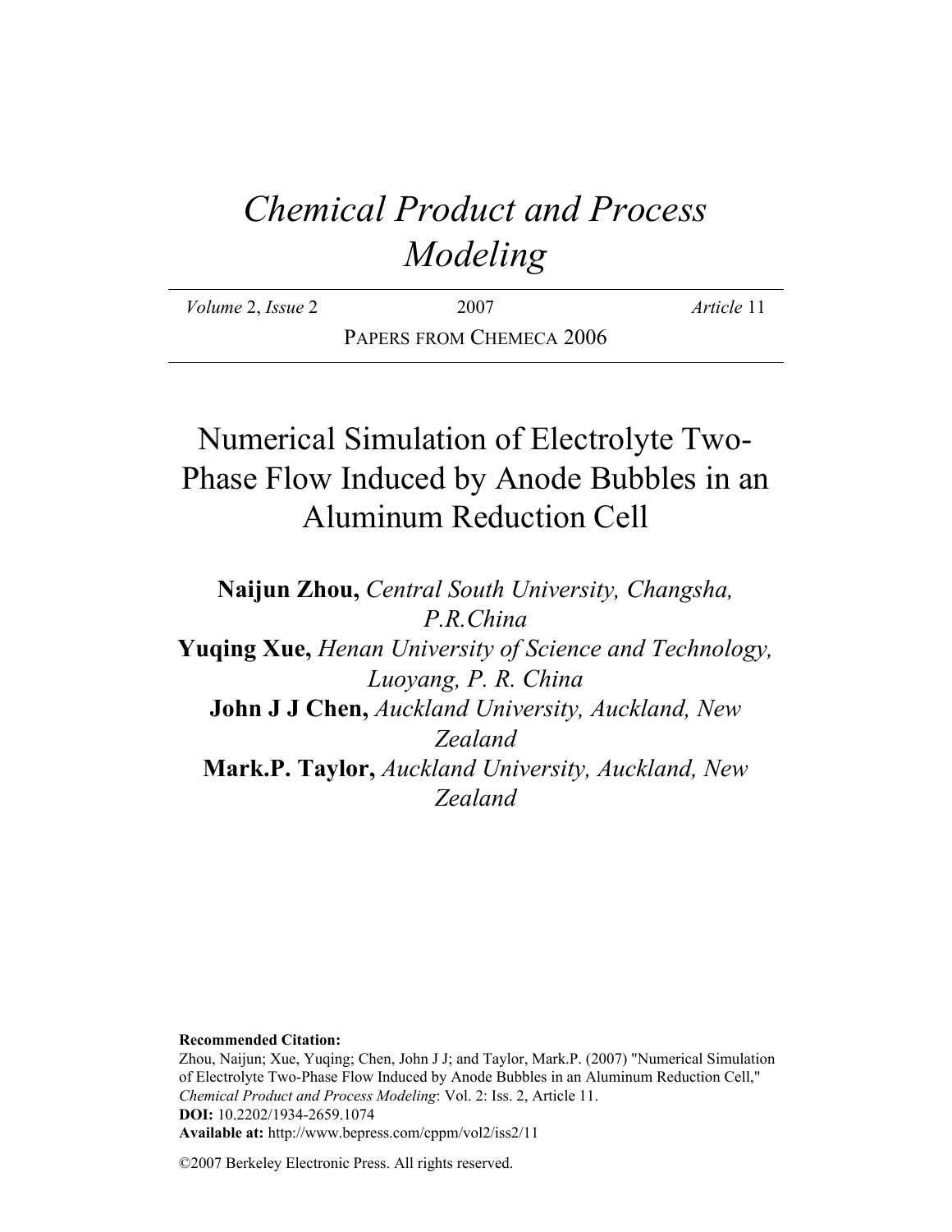# *Chemical Product and Process Modeling*

*Volume* 2, *Issue* 2 2007 *Article* 11

PAPERS FROM CHEMECA 2006

## Numerical Simulation of Electrolyte Two-Phase Flow Induced by Anode Bubbles in an Aluminum Reduction Cell

**Naijun Zhou,** *Central South University, Changsha, P.R.China*
**Yuqing Xue,** *Henan University of Science and Technology, Luoyang, P. R. China*
**John J J Chen,** *Auckland University, Auckland, New Zealand*
**Mark.P. Taylor,** *Auckland University, Auckland, New Zealand*

**Recommended Citation:**
Zhou, Naijun; Xue, Yuqing; Chen, John J J; and Taylor, Mark.P. (2007) "Numerical Simulation of Electrolyte Two-Phase Flow Induced by Anode Bubbles in an Aluminum Reduction Cell," *Chemical Product and Process Modeling*: Vol. 2: Iss. 2, Article 11.
**DOI:** 10.2202/1934-2659.1074
**Available at:** http://www.bepress.com/cppm/vol2/iss2/11

©2007 Berkeley Electronic Press. All rights reserved.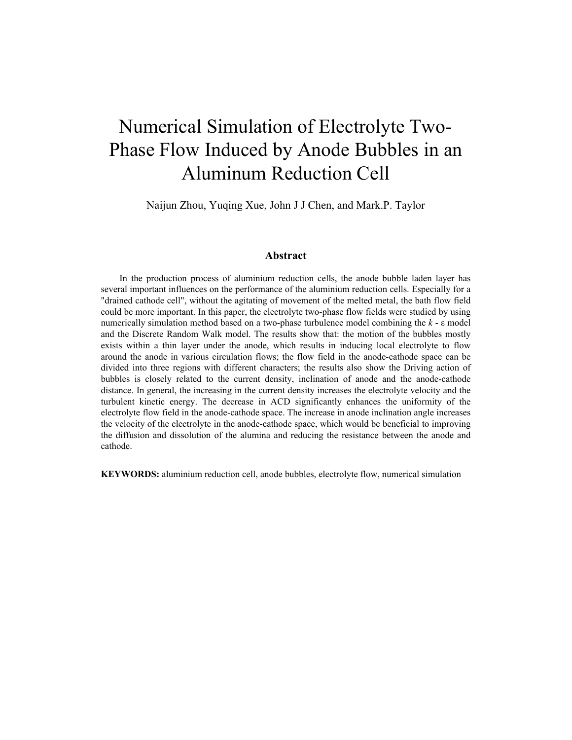# Numerical Simulation of Electrolyte Two-Phase Flow Induced by Anode Bubbles in an Aluminum Reduction Cell

Naijun Zhou, Yuqing Xue, John J J Chen, and Mark.P. Taylor

## Abstract

In the production process of aluminium reduction cells, the anode bubble laden layer has several important influences on the performance of the aluminium reduction cells. Especially for a "drained cathode cell", without the agitating of movement of the melted metal, the bath flow field could be more important. In this paper, the electrolyte two-phase flow fields were studied by using numerically simulation method based on a two-phase turbulence model combining the $k$ - ε model and the Discrete Random Walk model. The results show that: the motion of the bubbles mostly exists within a thin layer under the anode, which results in inducing local electrolyte to flow around the anode in various circulation flows; the flow field in the anode-cathode space can be divided into three regions with different characters; the results also show the Driving action of bubbles is closely related to the current density, inclination of anode and the anode-cathode distance. In general, the increasing in the current density increases the electrolyte velocity and the turbulent kinetic energy. The decrease in ACD significantly enhances the uniformity of the electrolyte flow field in the anode-cathode space. The increase in anode inclination angle increases the velocity of the electrolyte in the anode-cathode space, which would be beneficial to improving the diffusion and dissolution of the alumina and reducing the resistance between the anode and cathode.

**KEYWORDS:** aluminium reduction cell, anode bubbles, electrolyte flow, numerical simulation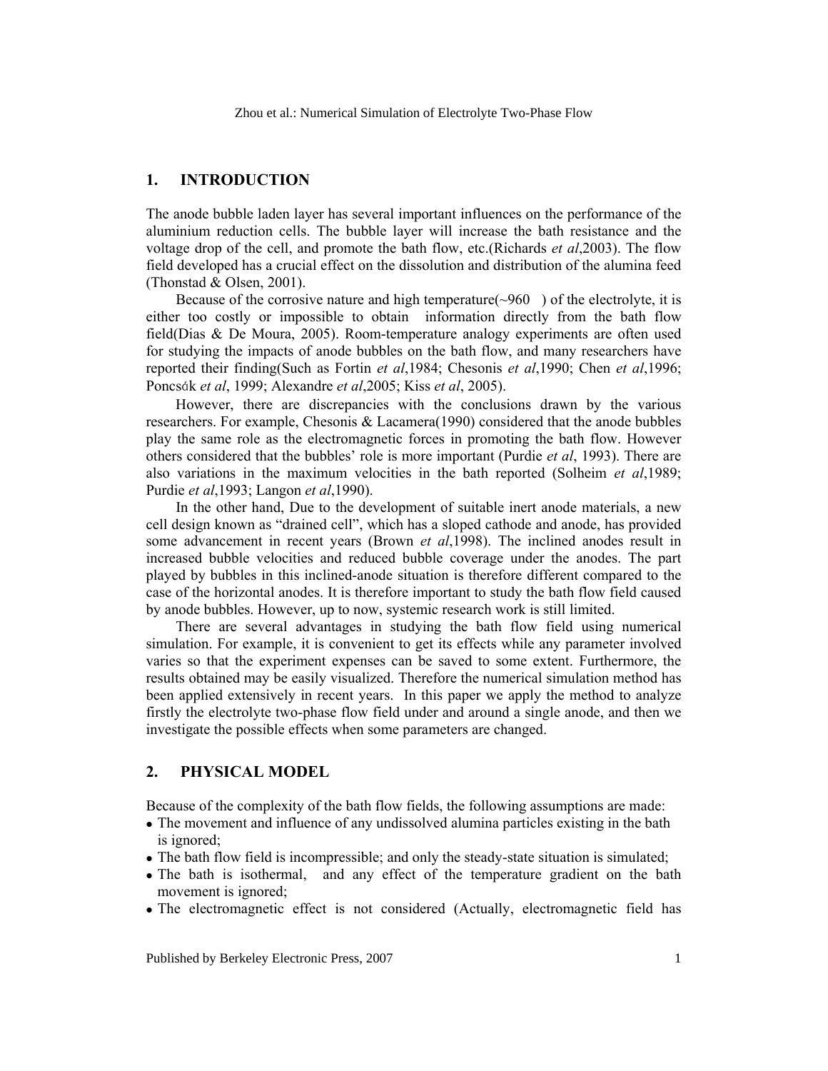## 1. INTRODUCTION

The anode bubble laden layer has several important influences on the performance of the aluminium reduction cells. The bubble layer will increase the bath resistance and the voltage drop of the cell, and promote the bath flow, etc.(Richards *et al*,2003). The flow field developed has a crucial effect on the dissolution and distribution of the alumina feed (Thonstad & Olsen, 2001).

Because of the corrosive nature and high temperature(~960 ) of the electrolyte, it is either too costly or impossible to obtain information directly from the bath flow field(Dias & De Moura, 2005). Room-temperature analogy experiments are often used for studying the impacts of anode bubbles on the bath flow, and many researchers have reported their finding(Such as Fortin *et al*,1984; Chesonis *et al*,1990; Chen *et al*,1996; Poncsák *et al*, 1999; Alexandre *et al*,2005; Kiss *et al*, 2005).

However, there are discrepancies with the conclusions drawn by the various researchers. For example, Chesonis & Lacamera(1990) considered that the anode bubbles play the same role as the electromagnetic forces in promoting the bath flow. However others considered that the bubbles' role is more important (Purdie *et al*, 1993). There are also variations in the maximum velocities in the bath reported (Solheim *et al*,1989; Purdie *et al*,1993; Langon *et al*,1990).

In the other hand, Due to the development of suitable inert anode materials, a new cell design known as "drained cell", which has a sloped cathode and anode, has provided some advancement in recent years (Brown *et al*,1998). The inclined anodes result in increased bubble velocities and reduced bubble coverage under the anodes. The part played by bubbles in this inclined-anode situation is therefore different compared to the case of the horizontal anodes. It is therefore important to study the bath flow field caused by anode bubbles. However, up to now, systemic research work is still limited.

There are several advantages in studying the bath flow field using numerical simulation. For example, it is convenient to get its effects while any parameter involved varies so that the experiment expenses can be saved to some extent. Furthermore, the results obtained may be easily visualized. Therefore the numerical simulation method has been applied extensively in recent years. In this paper we apply the method to analyze firstly the electrolyte two-phase flow field under and around a single anode, and then we investigate the possible effects when some parameters are changed.

## 2. PHYSICAL MODEL

Because of the complexity of the bath flow fields, the following assumptions are made:

- The movement and influence of any undissolved alumina particles existing in the bath is ignored;
- The bath flow field is incompressible; and only the steady-state situation is simulated;
- The bath is isothermal, and any effect of the temperature gradient on the bath movement is ignored;
- The electromagnetic effect is not considered (Actually, electromagnetic field has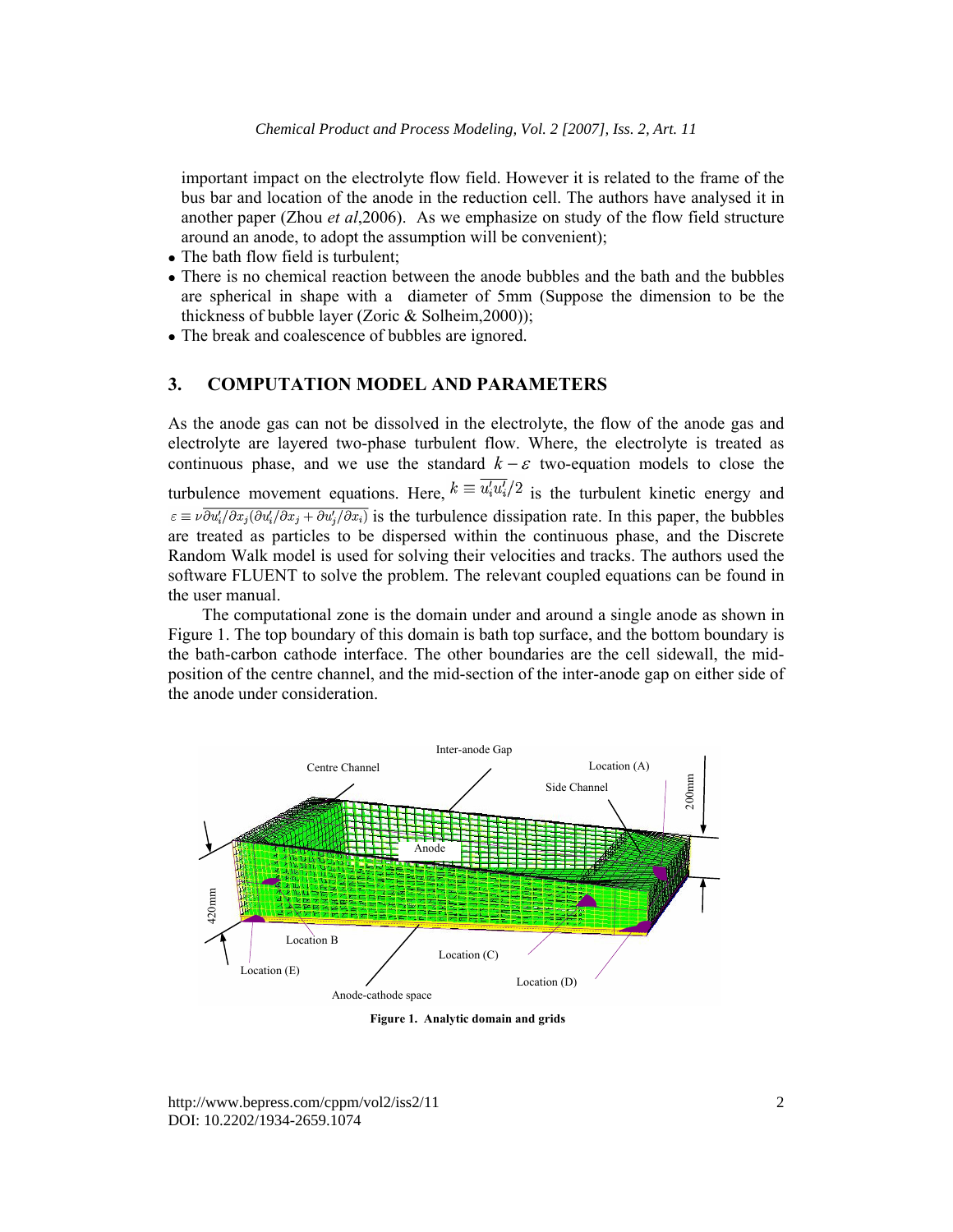important impact on the electrolyte flow field. However it is related to the frame of the bus bar and location of the anode in the reduction cell. The authors have analysed it in another paper (Zhou *et al*,2006). As we emphasize on study of the flow field structure around an anode, to adopt the assumption will be convenient);

- The bath flow field is turbulent;
- There is no chemical reaction between the anode bubbles and the bath and the bubbles are spherical in shape with a diameter of 5mm (Suppose the dimension to be the thickness of bubble layer (Zoric & Solheim,2000));
- The break and coalescence of bubbles are ignored.

## 3. COMPUTATION MODEL AND PARAMETERS

As the anode gas can not be dissolved in the electrolyte, the flow of the anode gas and electrolyte are layered two-phase turbulent flow. Where, the electrolyte is treated as continuous phase, and we use the standard $k-\varepsilon$ two-equation models to close the turbulence movement equations. Here, $k \equiv \overline{u_i' u_i'}/2$ is the turbulent kinetic energy and $\varepsilon \equiv \nu \overline{\partial u_i'/\partial x_j (\partial u_i'/\partial x_j + \partial u_j'/\partial x_i)}$ is the turbulence dissipation rate. In this paper, the bubbles are treated as particles to be dispersed within the continuous phase, and the Discrete Random Walk model is used for solving their velocities and tracks. The authors used the software FLUENT to solve the problem. The relevant coupled equations can be found in the user manual.

The computational zone is the domain under and around a single anode as shown in Figure 1. The top boundary of this domain is bath top surface, and the bottom boundary is the bath-carbon cathode interface. The other boundaries are the cell sidewall, the mid-position of the centre channel, and the mid-section of the inter-anode gap on either side of the anode under consideration.

**Figure 1. Analytic domain and grids**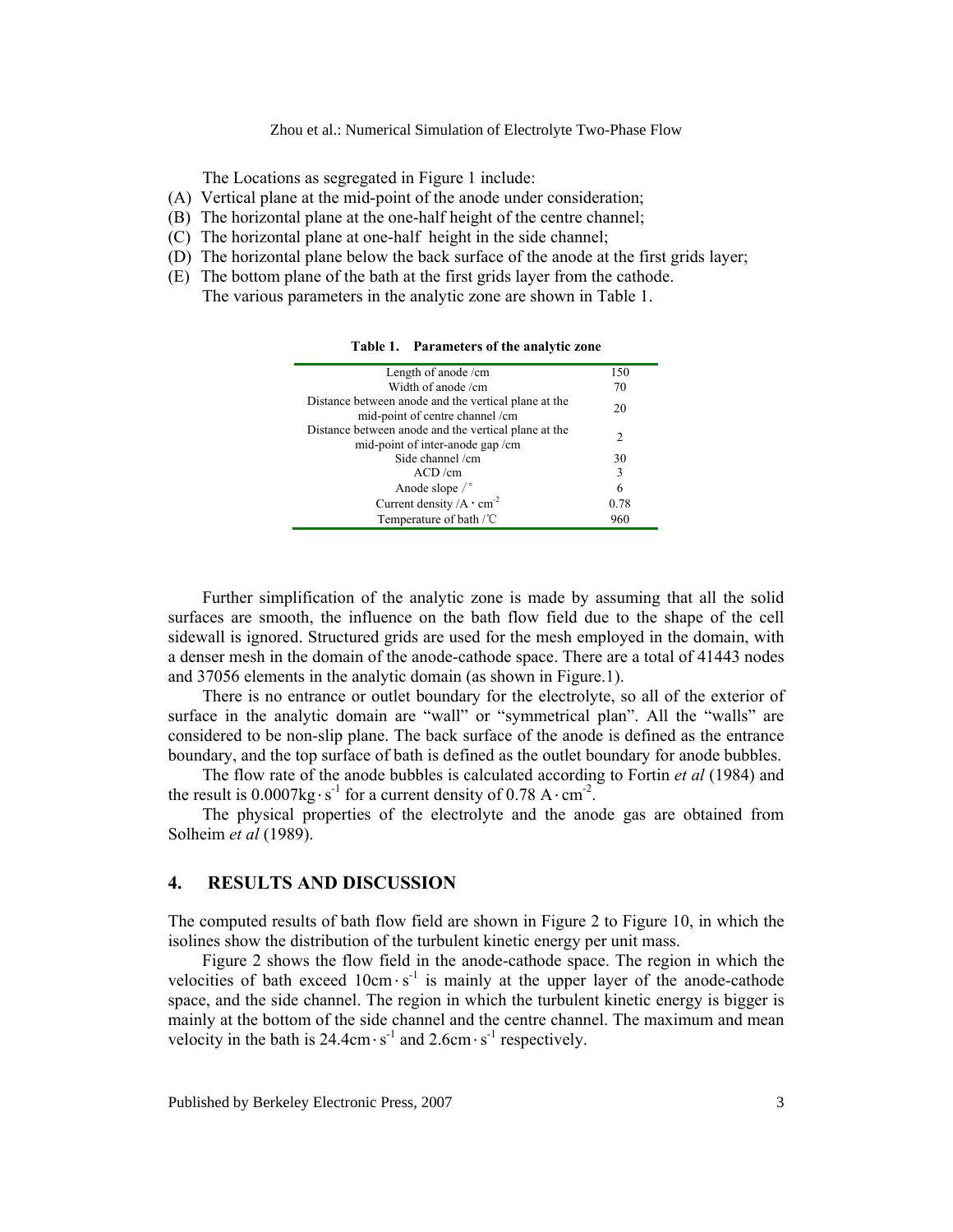The Locations as segregated in Figure 1 include:

(A) Vertical plane at the mid-point of the anode under consideration;
(B) The horizontal plane at the one-half height of the centre channel;
(C) The horizontal plane at one-half height in the side channel;
(D) The horizontal plane below the back surface of the anode at the first grids layer;
(E) The bottom plane of the bath at the first grids layer from the cathode.

The various parameters in the analytic zone are shown in Table 1.

**Table 1. Parameters of the analytic zone**

| Parameter | Value |
|---|---|
| Length of anode /cm | 150 |
| Width of anode /cm | 70 |
| Distance between anode and the vertical plane at the mid-point of centre channel /cm | 20 |
| Distance between anode and the vertical plane at the mid-point of inter-anode gap /cm | 2 |
| Side channel /cm | 30 |
| ACD /cm | 3 |
| Anode slope /° | 6 |
| Current density /$A \cdot cm^{-2}$ | 0.78 |
| Temperature of bath /℃ | 960 |

Further simplification of the analytic zone is made by assuming that all the solid surfaces are smooth, the influence on the bath flow field due to the shape of the cell sidewall is ignored. Structured grids are used for the mesh employed in the domain, with a denser mesh in the domain of the anode-cathode space. There are a total of 41443 nodes and 37056 elements in the analytic domain (as shown in Figure.1).

There is no entrance or outlet boundary for the electrolyte, so all of the exterior of surface in the analytic domain are "wall" or "symmetrical plan". All the "walls" are considered to be non-slip plane. The back surface of the anode is defined as the entrance boundary, and the top surface of bath is defined as the outlet boundary for anode bubbles.

The flow rate of the anode bubbles is calculated according to Fortin *et al* (1984) and the result is $0.0007 kg \cdot s^{-1}$ for a current density of $0.78 \ A \cdot cm^{-2}$.

The physical properties of the electrolyte and the anode gas are obtained from Solheim *et al* (1989).

## 4. RESULTS AND DISCUSSION

The computed results of bath flow field are shown in Figure 2 to Figure 10, in which the isolines show the distribution of the turbulent kinetic energy per unit mass.

Figure 2 shows the flow field in the anode-cathode space. The region in which the velocities of bath exceed $10 cm \cdot s^{-1}$ is mainly at the upper layer of the anode-cathode space, and the side channel. The region in which the turbulent kinetic energy is bigger is mainly at the bottom of the side channel and the centre channel. The maximum and mean velocity in the bath is $24.4 cm \cdot s^{-1}$ and $2.6 cm \cdot s^{-1}$ respectively.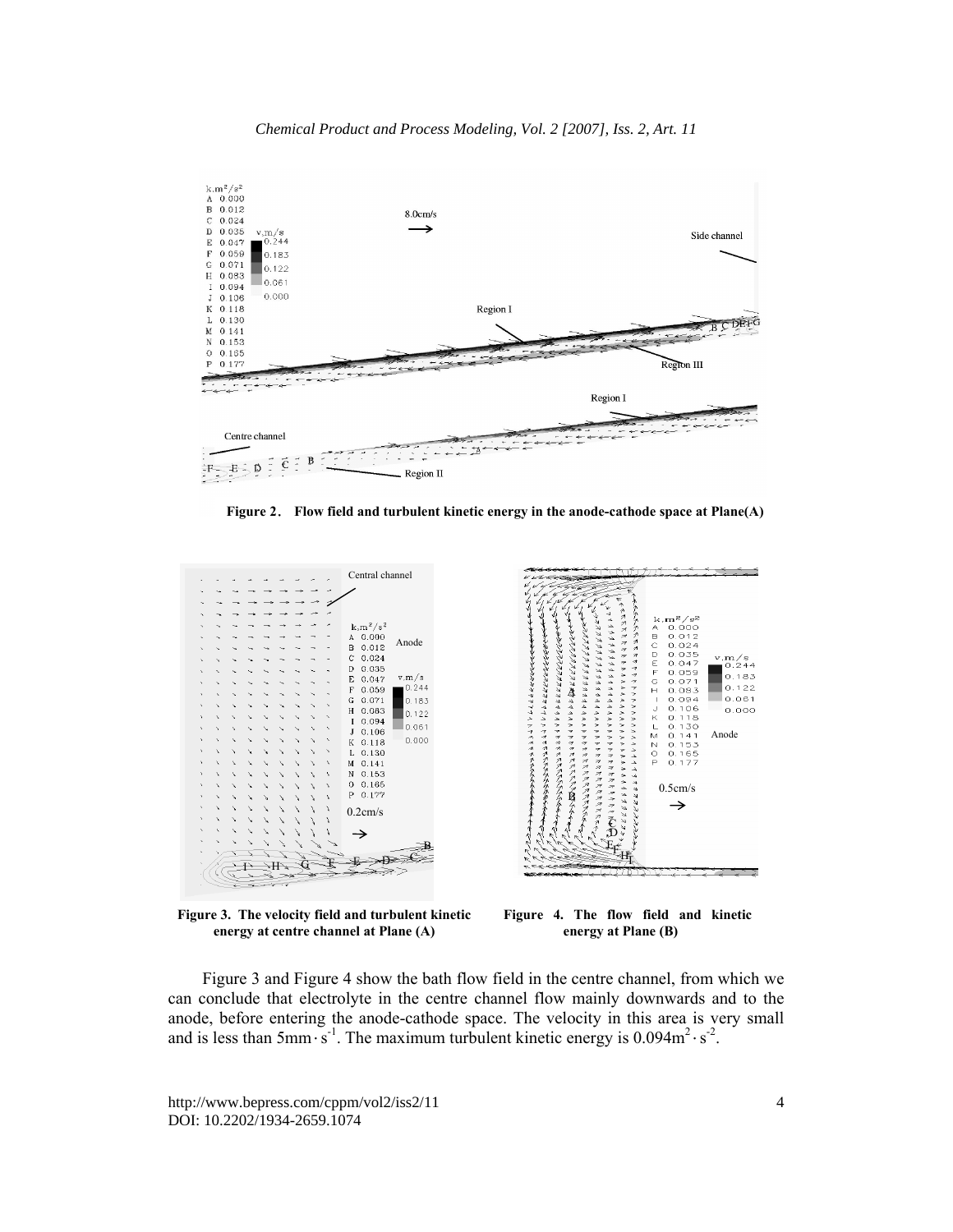**Figure 2. Flow field and turbulent kinetic energy in the anode-cathode space at Plane(A)**

**Figure 3. The velocity field and turbulent kinetic energy at centre channel at Plane (A)**

**Figure 4. The flow field and kinetic energy at Plane (B)**

Figure 3 and Figure 4 show the bath flow field in the centre channel, from which we can conclude that electrolyte in the centre channel flow mainly downwards and to the anode, before entering the anode-cathode space. The velocity in this area is very small and is less than $5\text{mm}\cdot\text{s}^{-1}$. The maximum turbulent kinetic energy is $0.094\text{m}^2\cdot\text{s}^{-2}$.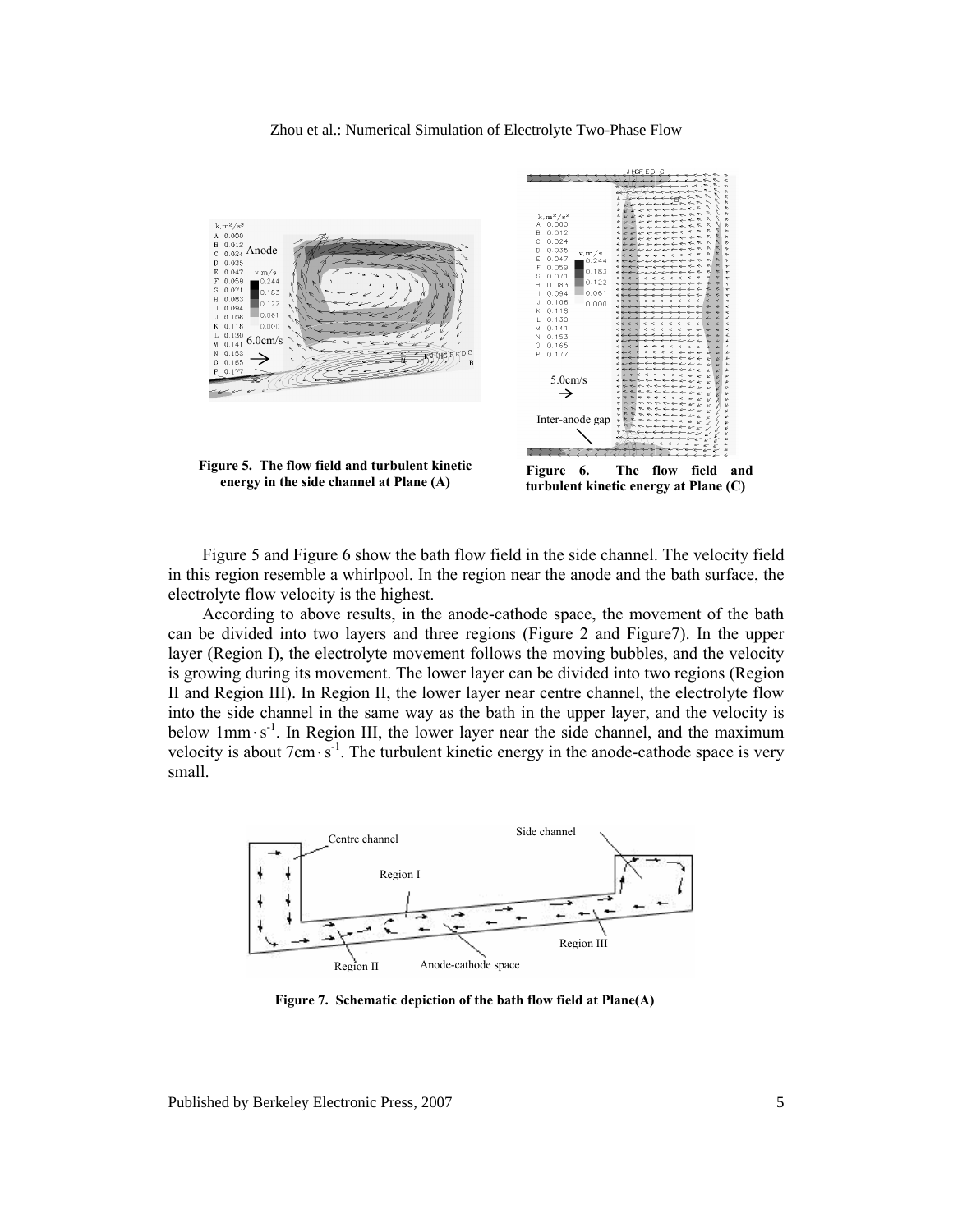Figure 5. The flow field and turbulent kinetic energy in the side channel at Plane (A)

Figure 6. The flow field and turbulent kinetic energy at Plane (C)

Figure 5 and Figure 6 show the bath flow field in the side channel. The velocity field in this region resemble a whirlpool. In the region near the anode and the bath surface, the electrolyte flow velocity is the highest.

According to above results, in the anode-cathode space, the movement of the bath can be divided into two layers and three regions (Figure 2 and Figure7). In the upper layer (Region I), the electrolyte movement follows the moving bubbles, and the velocity is growing during its movement. The lower layer can be divided into two regions (Region II and Region III). In Region II, the lower layer near centre channel, the electrolyte flow into the side channel in the same way as the bath in the upper layer, and the velocity is below $1\text{mm}\cdot\text{s}^{-1}$. In Region III, the lower layer near the side channel, and the maximum velocity is about $7\text{cm}\cdot\text{s}^{-1}$. The turbulent kinetic energy in the anode-cathode space is very small.

Figure 7. Schematic depiction of the bath flow field at Plane(A)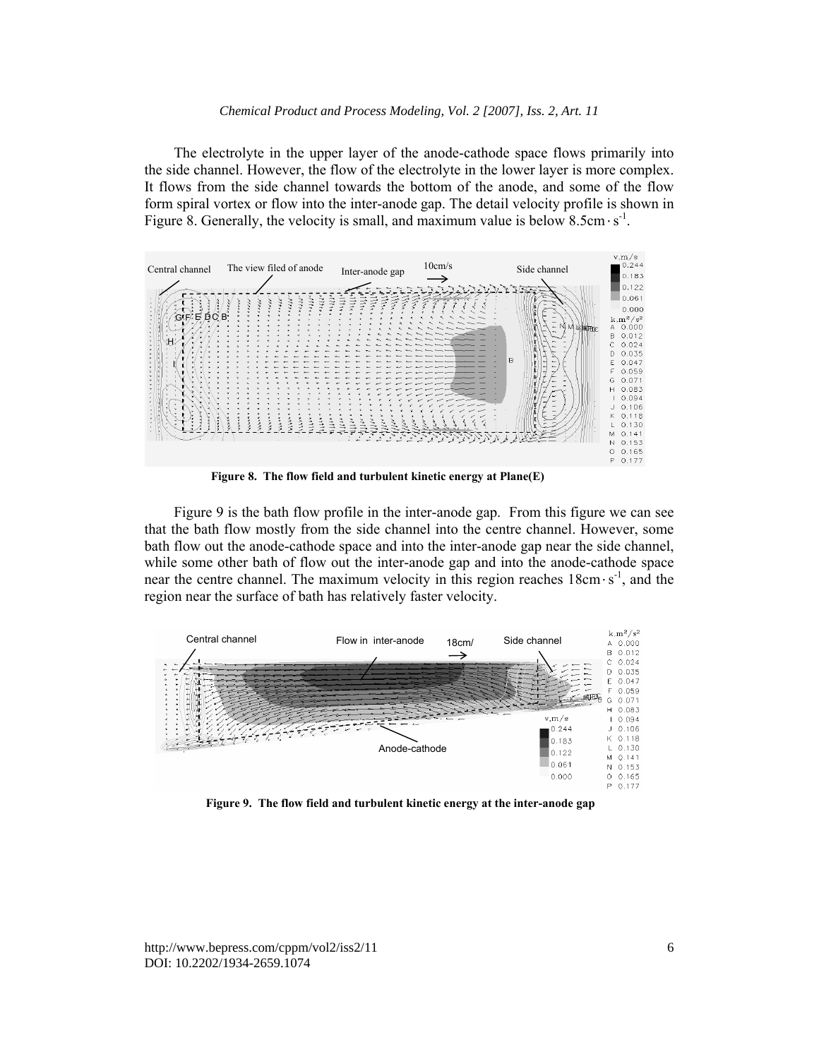The electrolyte in the upper layer of the anode-cathode space flows primarily into the side channel. However, the flow of the electrolyte in the lower layer is more complex. It flows from the side channel towards the bottom of the anode, and some of the flow form spiral vortex or flow into the inter-anode gap. The detail velocity profile is shown in Figure 8. Generally, the velocity is small, and maximum value is below $8.5\text{cm}\cdot\text{s}^{-1}$.

**Figure 8. The flow field and turbulent kinetic energy at Plane(E)**

Figure 9 is the bath flow profile in the inter-anode gap. From this figure we can see that the bath flow mostly from the side channel into the centre channel. However, some bath flow out the anode-cathode space and into the inter-anode gap near the side channel, while some other bath of flow out the inter-anode gap and into the anode-cathode space near the centre channel. The maximum velocity in this region reaches $18\text{cm}\cdot\text{s}^{-1}$, and the region near the surface of bath has relatively faster velocity.

**Figure 9. The flow field and turbulent kinetic energy at the inter-anode gap**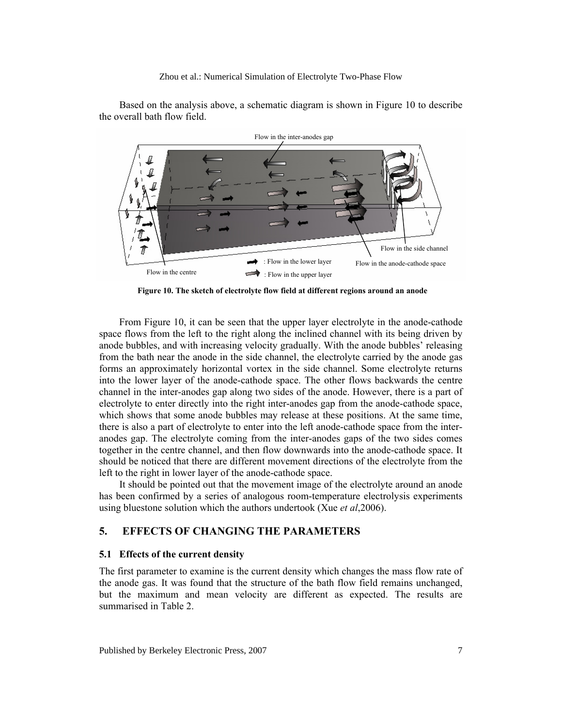Based on the analysis above, a schematic diagram is shown in Figure 10 to describe the overall bath flow field.

**Figure 10. The sketch of electrolyte flow field at different regions around an anode**

From Figure 10, it can be seen that the upper layer electrolyte in the anode-cathode space flows from the left to the right along the inclined channel with its being driven by anode bubbles, and with increasing velocity gradually. With the anode bubbles' releasing from the bath near the anode in the side channel, the electrolyte carried by the anode gas forms an approximately horizontal vortex in the side channel. Some electrolyte returns into the lower layer of the anode-cathode space. The other flows backwards the centre channel in the inter-anodes gap along two sides of the anode. However, there is a part of electrolyte to enter directly into the right inter-anodes gap from the anode-cathode space, which shows that some anode bubbles may release at these positions. At the same time, there is also a part of electrolyte to enter into the left anode-cathode space from the inter-anodes gap. The electrolyte coming from the inter-anodes gaps of the two sides comes together in the centre channel, and then flow downwards into the anode-cathode space. It should be noticed that there are different movement directions of the electrolyte from the left to the right in lower layer of the anode-cathode space.

It should be pointed out that the movement image of the electrolyte around an anode has been confirmed by a series of analogous room-temperature electrolysis experiments using bluestone solution which the authors undertook (Xue *et al*,2006).

## 5. EFFECTS OF CHANGING THE PARAMETERS

### 5.1 Effects of the current density

The first parameter to examine is the current density which changes the mass flow rate of the anode gas. It was found that the structure of the bath flow field remains unchanged, but the maximum and mean velocity are different as expected. The results are summarised in Table 2.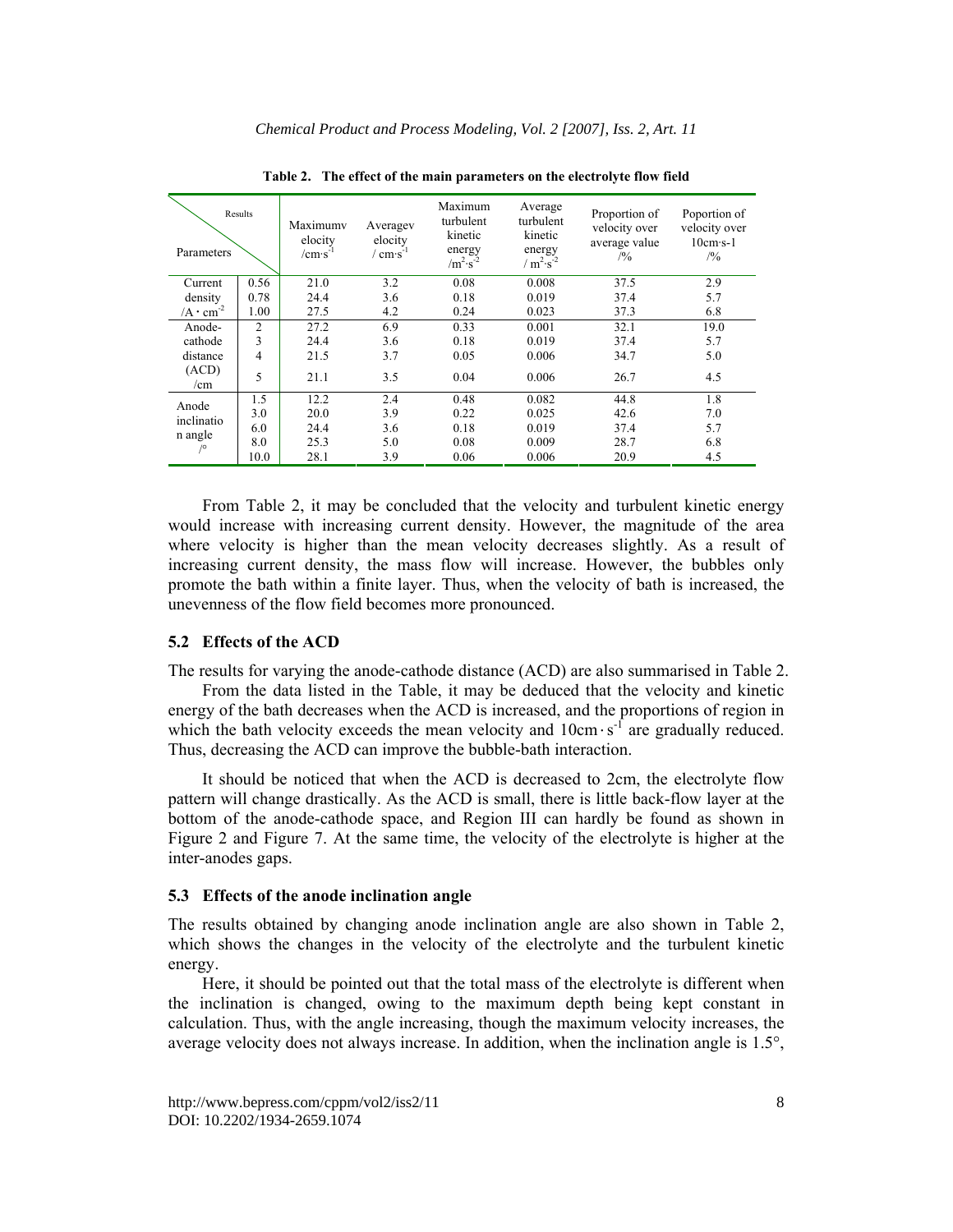**Table 2. The effect of the main parameters on the electrolyte flow field**

| Parameters \ Results | | Maximumv elocity /cm·s$^{-1}$ | Averagev elocity / cm·s$^{-1}$ | Maximum turbulent kinetic energy /m$^2$·s$^{-2}$ | Average turbulent kinetic energy / m$^2$·s$^{-2}$ | Proportion of velocity over average value /% | Poportion of velocity over 10cm·s-1 /% |
|---|---|---|---|---|---|---|---|
| Current density /A · cm$^{-2}$ | 0.56 | 21.0 | 3.2 | 0.08 | 0.008 | 37.5 | 2.9 |
| | 0.78 | 24.4 | 3.6 | 0.18 | 0.019 | 37.4 | 5.7 |
| | 1.00 | 27.5 | 4.2 | 0.24 | 0.023 | 37.3 | 6.8 |
| Anode-cathode distance (ACD) /cm | 2 | 27.2 | 6.9 | 0.33 | 0.001 | 32.1 | 19.0 |
| | 3 | 24.4 | 3.6 | 0.18 | 0.019 | 37.4 | 5.7 |
| | 4 | 21.5 | 3.7 | 0.05 | 0.006 | 34.7 | 5.0 |
| | 5 | 21.1 | 3.5 | 0.04 | 0.006 | 26.7 | 4.5 |
| Anode inclination angle /° | 1.5 | 12.2 | 2.4 | 0.48 | 0.082 | 44.8 | 1.8 |
| | 3.0 | 20.0 | 3.9 | 0.22 | 0.025 | 42.6 | 7.0 |
| | 6.0 | 24.4 | 3.6 | 0.18 | 0.019 | 37.4 | 5.7 |
| | 8.0 | 25.3 | 5.0 | 0.08 | 0.009 | 28.7 | 6.8 |
| | 10.0 | 28.1 | 3.9 | 0.06 | 0.006 | 20.9 | 4.5 |

From Table 2, it may be concluded that the velocity and turbulent kinetic energy would increase with increasing current density. However, the magnitude of the area where velocity is higher than the mean velocity decreases slightly. As a result of increasing current density, the mass flow will increase. However, the bubbles only promote the bath within a finite layer. Thus, when the velocity of bath is increased, the unevenness of the flow field becomes more pronounced.

### 5.2 Effects of the ACD

The results for varying the anode-cathode distance (ACD) are also summarised in Table 2.

From the data listed in the Table, it may be deduced that the velocity and kinetic energy of the bath decreases when the ACD is increased, and the proportions of region in which the bath velocity exceeds the mean velocity and $10\text{cm} \cdot \text{s}^{-1}$ are gradually reduced. Thus, decreasing the ACD can improve the bubble-bath interaction.

It should be noticed that when the ACD is decreased to 2cm, the electrolyte flow pattern will change drastically. As the ACD is small, there is little back-flow layer at the bottom of the anode-cathode space, and Region III can hardly be found as shown in Figure 2 and Figure 7. At the same time, the velocity of the electrolyte is higher at the inter-anodes gaps.

### 5.3 Effects of the anode inclination angle

The results obtained by changing anode inclination angle are also shown in Table 2, which shows the changes in the velocity of the electrolyte and the turbulent kinetic energy.

Here, it should be pointed out that the total mass of the electrolyte is different when the inclination is changed, owing to the maximum depth being kept constant in calculation. Thus, with the angle increasing, though the maximum velocity increases, the average velocity does not always increase. In addition, when the inclination angle is 1.5°,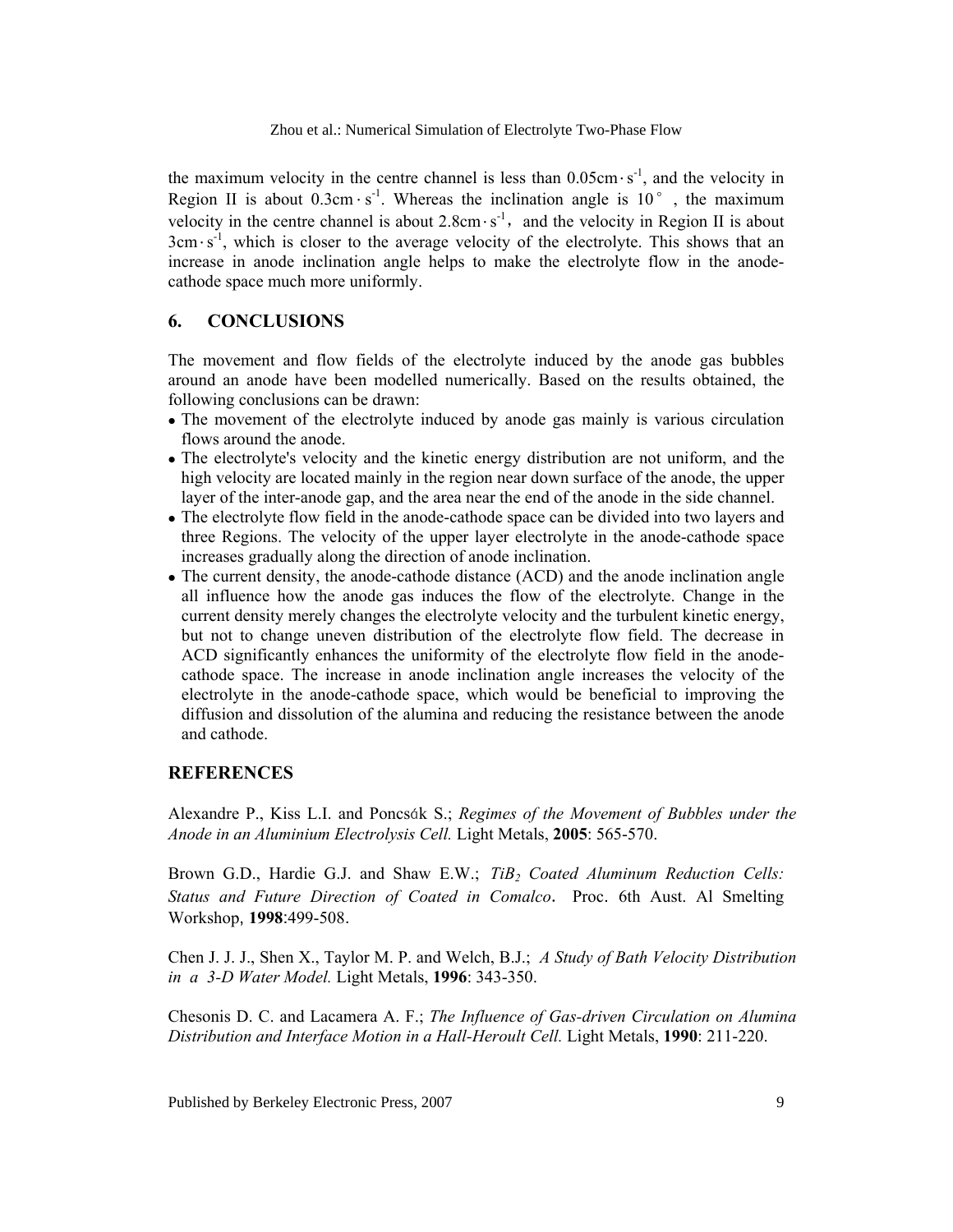the maximum velocity in the centre channel is less than $0.05\text{cm}\cdot\text{s}^{-1}$, and the velocity in Region II is about $0.3\text{cm}\cdot\text{s}^{-1}$. Whereas the inclination angle is $10°$, the maximum velocity in the centre channel is about $2.8\text{cm}\cdot\text{s}^{-1}$, and the velocity in Region II is about $3\text{cm}\cdot\text{s}^{-1}$, which is closer to the average velocity of the electrolyte. This shows that an increase in anode inclination angle helps to make the electrolyte flow in the anode-cathode space much more uniformly.

## 6. CONCLUSIONS

The movement and flow fields of the electrolyte induced by the anode gas bubbles around an anode have been modelled numerically. Based on the results obtained, the following conclusions can be drawn:

- The movement of the electrolyte induced by anode gas mainly is various circulation flows around the anode.
- The electrolyte's velocity and the kinetic energy distribution are not uniform, and the high velocity are located mainly in the region near down surface of the anode, the upper layer of the inter-anode gap, and the area near the end of the anode in the side channel.
- The electrolyte flow field in the anode-cathode space can be divided into two layers and three Regions. The velocity of the upper layer electrolyte in the anode-cathode space increases gradually along the direction of anode inclination.
- The current density, the anode-cathode distance (ACD) and the anode inclination angle all influence how the anode gas induces the flow of the electrolyte. Change in the current density merely changes the electrolyte velocity and the turbulent kinetic energy, but not to change uneven distribution of the electrolyte flow field. The decrease in ACD significantly enhances the uniformity of the electrolyte flow field in the anode-cathode space. The increase in anode inclination angle increases the velocity of the electrolyte in the anode-cathode space, which would be beneficial to improving the diffusion and dissolution of the alumina and reducing the resistance between the anode and cathode.

## REFERENCES

Alexandre P., Kiss L.I. and Poncsák S.; *Regimes of the Movement of Bubbles under the Anode in an Aluminium Electrolysis Cell.* Light Metals, **2005**: 565-570.

Brown G.D., Hardie G.J. and Shaw E.W.; *$TiB_2$ Coated Aluminum Reduction Cells: Status and Future Direction of Coated in Comalco*. Proc. 6th Aust. Al Smelting Workshop, **1998**:499-508.

Chen J. J. J., Shen X., Taylor M. P. and Welch, B.J.; *A Study of Bath Velocity Distribution in a 3-D Water Model.* Light Metals, **1996**: 343-350.

Chesonis D. C. and Lacamera A. F.; *The Influence of Gas-driven Circulation on Alumina Distribution and Interface Motion in a Hall-Heroult Cell.* Light Metals, **1990**: 211-220.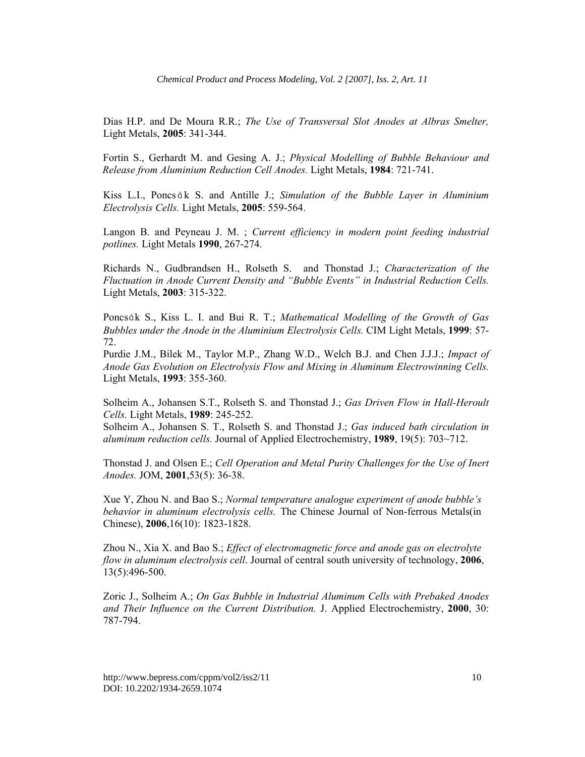Dias H.P. and De Moura R.R.; *The Use of Transversal Slot Anodes at Albras Smelter,* Light Metals, **2005**: 341-344.

Fortin S., Gerhardt M. and Gesing A. J.; *Physical Modelling of Bubble Behaviour and Release from Aluminium Reduction Cell Anodes.* Light Metals, **1984**: 721-741.

Kiss L.I., Poncsák S. and Antille J.; *Simulation of the Bubble Layer in Aluminium Electrolysis Cells.* Light Metals, **2005**: 559-564.

Langon B. and Peyneau J. M. ; *Current efficiency in modern point feeding industrial potlines.* Light Metals **1990**, 267-274.

Richards N., Gudbrandsen H., Rolseth S. and Thonstad J.; *Characterization of the Fluctuation in Anode Current Density and "Bubble Events" in Industrial Reduction Cells.* Light Metals, **2003**: 315-322.

Poncsák S., Kiss L. I. and Bui R. T.; *Mathematical Modelling of the Growth of Gas Bubbles under the Anode in the Aluminium Electrolysis Cells.* CIM Light Metals, **1999**: 57-72.

Purdie J.M., Bilek M., Taylor M.P., Zhang W.D., Welch B.J. and Chen J.J.J.; *Impact of Anode Gas Evolution on Electrolysis Flow and Mixing in Aluminum Electrowinning Cells.* Light Metals, **1993**: 355-360.

Solheim A., Johansen S.T., Rolseth S. and Thonstad J.; *Gas Driven Flow in Hall-Heroult Cells.* Light Metals, **1989**: 245-252.

Solheim A., Johansen S. T., Rolseth S. and Thonstad J.; *Gas induced bath circulation in aluminum reduction cells.* Journal of Applied Electrochemistry, **1989**, 19(5): 703~712.

Thonstad J. and Olsen E.; *Cell Operation and Metal Purity Challenges for the Use of Inert Anodes.* JOM, **2001**,53(5): 36-38.

Xue Y, Zhou N. and Bao S.; *Normal temperature analogue experiment of anode bubble's behavior in aluminum electrolysis cells.* The Chinese Journal of Non-ferrous Metals(in Chinese), **2006**,16(10): 1823-1828.

Zhou N., Xia X. and Bao S.; *Effect of electromagnetic force and anode gas on electrolyte flow in aluminum electrolysis cell*. Journal of central south university of technology, **2006**, 13(5):496-500.

Zoric J., Solheim A.; *On Gas Bubble in Industrial Aluminum Cells with Prebaked Anodes and Their Influence on the Current Distribution.* J. Applied Electrochemistry, **2000**, 30: 787-794.